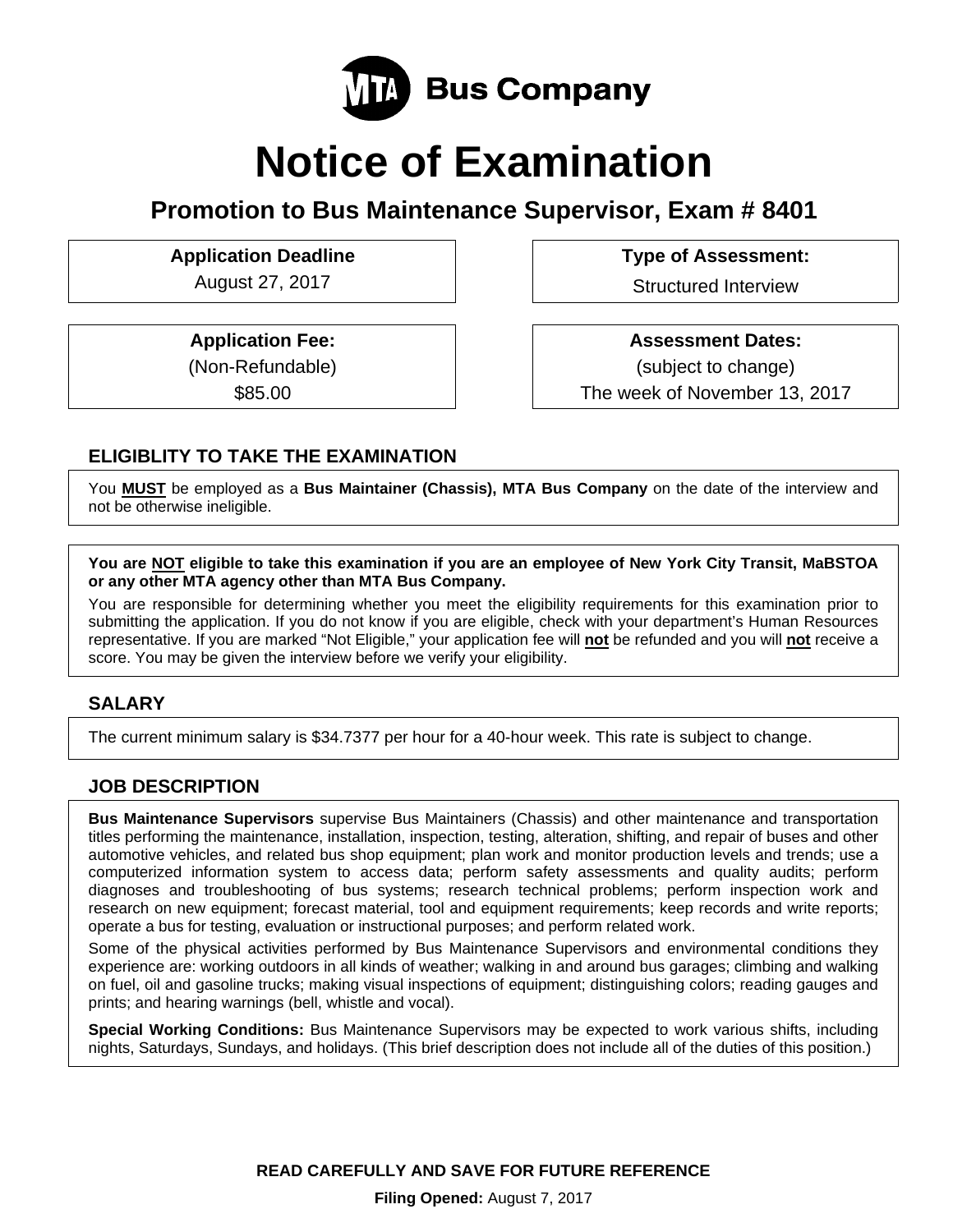MTA Bus Company

# Notice of Examination

## Promotion to Bus Maintenance Supervisor, Exam # 8401

**Application Deadline**
August 27, 2017

**Type of Assessment:**
Structured Interview

**Application Fee:**
(Non-Refundable)
$85.00

**Assessment Dates:**
(subject to change)
The week of November 13, 2017

### ELIGIBLITY TO TAKE THE EXAMINATION

You **MUST** be employed as a **Bus Maintainer (Chassis), MTA Bus Company** on the date of the interview and not be otherwise ineligible.

**You are NOT eligible to take this examination if you are an employee of New York City Transit, MaBSTOA or any other MTA agency other than MTA Bus Company.**

You are responsible for determining whether you meet the eligibility requirements for this examination prior to submitting the application. If you do not know if you are eligible, check with your department's Human Resources representative. If you are marked "Not Eligible," your application fee will **not** be refunded and you will **not** receive a score. You may be given the interview before we verify your eligibility.

### SALARY

The current minimum salary is $34.7377 per hour for a 40-hour week. This rate is subject to change.

### JOB DESCRIPTION

**Bus Maintenance Supervisors** supervise Bus Maintainers (Chassis) and other maintenance and transportation titles performing the maintenance, installation, inspection, testing, alteration, shifting, and repair of buses and other automotive vehicles, and related bus shop equipment; plan work and monitor production levels and trends; use a computerized information system to access data; perform safety assessments and quality audits; perform diagnoses and troubleshooting of bus systems; research technical problems; perform inspection work and research on new equipment; forecast material, tool and equipment requirements; keep records and write reports; operate a bus for testing, evaluation or instructional purposes; and perform related work.

Some of the physical activities performed by Bus Maintenance Supervisors and environmental conditions they experience are: working outdoors in all kinds of weather; walking in and around bus garages; climbing and walking on fuel, oil and gasoline trucks; making visual inspections of equipment; distinguishing colors; reading gauges and prints; and hearing warnings (bell, whistle and vocal).

**Special Working Conditions:** Bus Maintenance Supervisors may be expected to work various shifts, including nights, Saturdays, Sundays, and holidays. (This brief description does not include all of the duties of this position.)

**READ CAREFULLY AND SAVE FOR FUTURE REFERENCE**

**Filing Opened:** August 7, 2017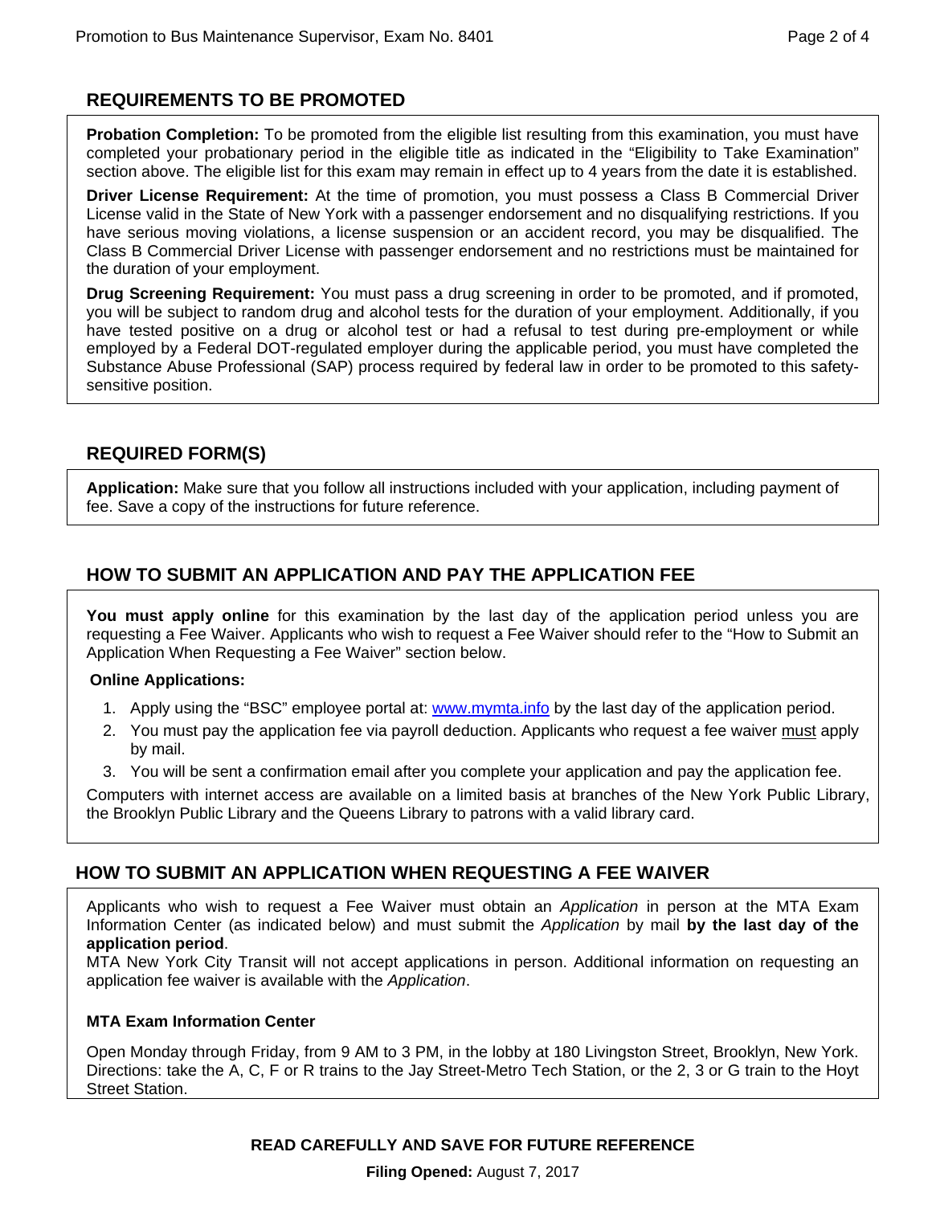## REQUIREMENTS TO BE PROMOTED

**Probation Completion:** To be promoted from the eligible list resulting from this examination, you must have completed your probationary period in the eligible title as indicated in the "Eligibility to Take Examination" section above. The eligible list for this exam may remain in effect up to 4 years from the date it is established.

**Driver License Requirement:** At the time of promotion, you must possess a Class B Commercial Driver License valid in the State of New York with a passenger endorsement and no disqualifying restrictions. If you have serious moving violations, a license suspension or an accident record, you may be disqualified. The Class B Commercial Driver License with passenger endorsement and no restrictions must be maintained for the duration of your employment.

**Drug Screening Requirement:** You must pass a drug screening in order to be promoted, and if promoted, you will be subject to random drug and alcohol tests for the duration of your employment. Additionally, if you have tested positive on a drug or alcohol test or had a refusal to test during pre-employment or while employed by a Federal DOT-regulated employer during the applicable period, you must have completed the Substance Abuse Professional (SAP) process required by federal law in order to be promoted to this safety-sensitive position.

## REQUIRED FORM(S)

**Application:** Make sure that you follow all instructions included with your application, including payment of fee. Save a copy of the instructions for future reference.

## HOW TO SUBMIT AN APPLICATION AND PAY THE APPLICATION FEE

**You must apply online** for this examination by the last day of the application period unless you are requesting a Fee Waiver. Applicants who wish to request a Fee Waiver should refer to the "How to Submit an Application When Requesting a Fee Waiver" section below.

**Online Applications:**

1. Apply using the "BSC" employee portal at: www.mymta.info by the last day of the application period.
2. You must pay the application fee via payroll deduction. Applicants who request a fee waiver must apply by mail.
3. You will be sent a confirmation email after you complete your application and pay the application fee.

Computers with internet access are available on a limited basis at branches of the New York Public Library, the Brooklyn Public Library and the Queens Library to patrons with a valid library card.

## HOW TO SUBMIT AN APPLICATION WHEN REQUESTING A FEE WAIVER

Applicants who wish to request a Fee Waiver must obtain an *Application* in person at the MTA Exam Information Center (as indicated below) and must submit the *Application* by mail **by the last day of the application period**.

MTA New York City Transit will not accept applications in person. Additional information on requesting an application fee waiver is available with the *Application*.

**MTA Exam Information Center**

Open Monday through Friday, from 9 AM to 3 PM, in the lobby at 180 Livingston Street, Brooklyn, New York. Directions: take the A, C, F or R trains to the Jay Street-Metro Tech Station, or the 2, 3 or G train to the Hoyt Street Station.

**READ CAREFULLY AND SAVE FOR FUTURE REFERENCE**

**Filing Opened:** August 7, 2017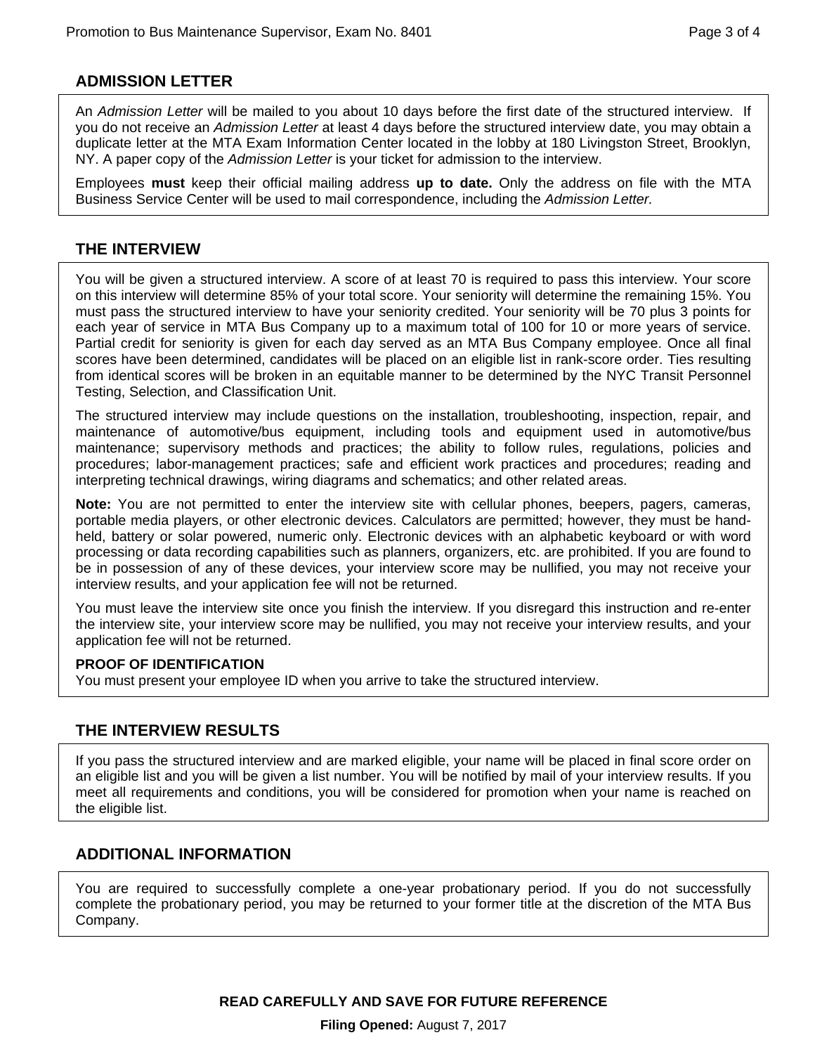## ADMISSION LETTER

An *Admission Letter* will be mailed to you about 10 days before the first date of the structured interview. If you do not receive an *Admission Letter* at least 4 days before the structured interview date, you may obtain a duplicate letter at the MTA Exam Information Center located in the lobby at 180 Livingston Street, Brooklyn, NY. A paper copy of the *Admission Letter* is your ticket for admission to the interview.

Employees **must** keep their official mailing address **up to date.** Only the address on file with the MTA Business Service Center will be used to mail correspondence, including the *Admission Letter.*

## THE INTERVIEW

You will be given a structured interview. A score of at least 70 is required to pass this interview. Your score on this interview will determine 85% of your total score. Your seniority will determine the remaining 15%. You must pass the structured interview to have your seniority credited. Your seniority will be 70 plus 3 points for each year of service in MTA Bus Company up to a maximum total of 100 for 10 or more years of service. Partial credit for seniority is given for each day served as an MTA Bus Company employee. Once all final scores have been determined, candidates will be placed on an eligible list in rank-score order. Ties resulting from identical scores will be broken in an equitable manner to be determined by the NYC Transit Personnel Testing, Selection, and Classification Unit.

The structured interview may include questions on the installation, troubleshooting, inspection, repair, and maintenance of automotive/bus equipment, including tools and equipment used in automotive/bus maintenance; supervisory methods and practices; the ability to follow rules, regulations, policies and procedures; labor-management practices; safe and efficient work practices and procedures; reading and interpreting technical drawings, wiring diagrams and schematics; and other related areas.

**Note:** You are not permitted to enter the interview site with cellular phones, beepers, pagers, cameras, portable media players, or other electronic devices. Calculators are permitted; however, they must be hand-held, battery or solar powered, numeric only. Electronic devices with an alphabetic keyboard or with word processing or data recording capabilities such as planners, organizers, etc. are prohibited. If you are found to be in possession of any of these devices, your interview score may be nullified, you may not receive your interview results, and your application fee will not be returned.

You must leave the interview site once you finish the interview. If you disregard this instruction and re-enter the interview site, your interview score may be nullified, you may not receive your interview results, and your application fee will not be returned.

**PROOF OF IDENTIFICATION**
You must present your employee ID when you arrive to take the structured interview.

## THE INTERVIEW RESULTS

If you pass the structured interview and are marked eligible, your name will be placed in final score order on an eligible list and you will be given a list number. You will be notified by mail of your interview results. If you meet all requirements and conditions, you will be considered for promotion when your name is reached on the eligible list.

## ADDITIONAL INFORMATION

You are required to successfully complete a one-year probationary period. If you do not successfully complete the probationary period, you may be returned to your former title at the discretion of the MTA Bus Company.

**READ CAREFULLY AND SAVE FOR FUTURE REFERENCE**

**Filing Opened:** August 7, 2017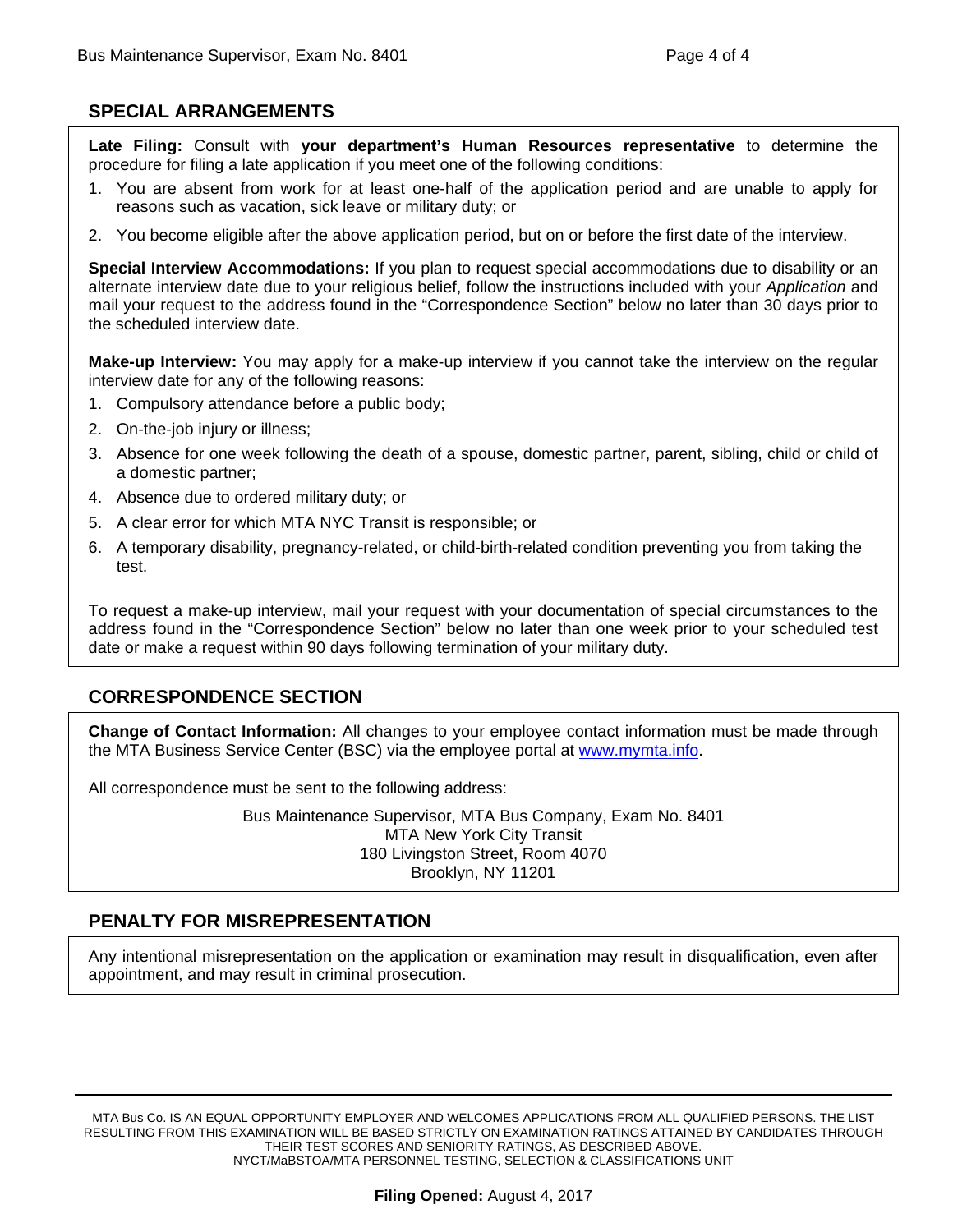## SPECIAL ARRANGEMENTS

**Late Filing:** Consult with **your department's Human Resources representative** to determine the procedure for filing a late application if you meet one of the following conditions:

1. You are absent from work for at least one-half of the application period and are unable to apply for reasons such as vacation, sick leave or military duty; or
2. You become eligible after the above application period, but on or before the first date of the interview.

**Special Interview Accommodations:** If you plan to request special accommodations due to disability or an alternate interview date due to your religious belief, follow the instructions included with your *Application* and mail your request to the address found in the "Correspondence Section" below no later than 30 days prior to the scheduled interview date.

**Make-up Interview:** You may apply for a make-up interview if you cannot take the interview on the regular interview date for any of the following reasons:

1. Compulsory attendance before a public body;
2. On-the-job injury or illness;
3. Absence for one week following the death of a spouse, domestic partner, parent, sibling, child or child of a domestic partner;
4. Absence due to ordered military duty; or
5. A clear error for which MTA NYC Transit is responsible; or
6. A temporary disability, pregnancy-related, or child-birth-related condition preventing you from taking the test.

To request a make-up interview, mail your request with your documentation of special circumstances to the address found in the "Correspondence Section" below no later than one week prior to your scheduled test date or make a request within 90 days following termination of your military duty.

## CORRESPONDENCE SECTION

**Change of Contact Information:** All changes to your employee contact information must be made through the MTA Business Service Center (BSC) via the employee portal at www.mymta.info.

All correspondence must be sent to the following address:

Bus Maintenance Supervisor, MTA Bus Company, Exam No. 8401
MTA New York City Transit
180 Livingston Street, Room 4070
Brooklyn, NY 11201

## PENALTY FOR MISREPRESENTATION

Any intentional misrepresentation on the application or examination may result in disqualification, even after appointment, and may result in criminal prosecution.

---

MTA Bus Co. IS AN EQUAL OPPORTUNITY EMPLOYER AND WELCOMES APPLICATIONS FROM ALL QUALIFIED PERSONS. THE LIST RESULTING FROM THIS EXAMINATION WILL BE BASED STRICTLY ON EXAMINATION RATINGS ATTAINED BY CANDIDATES THROUGH THEIR TEST SCORES AND SENIORITY RATINGS, AS DESCRIBED ABOVE.
NYCT/MaBSTOA/MTA PERSONNEL TESTING, SELECTION & CLASSIFICATIONS UNIT

**Filing Opened:** August 4, 2017